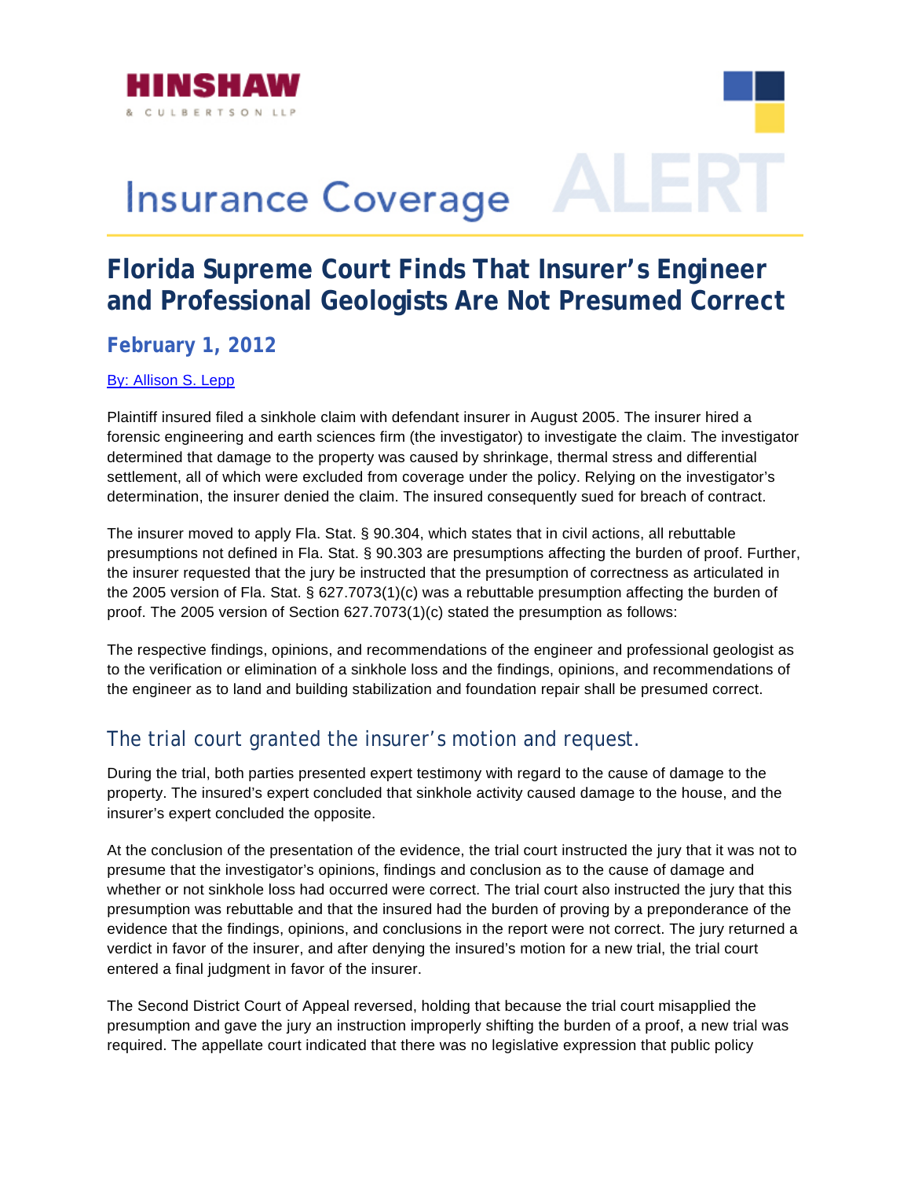HINSHAW & CULBERTSON LLP

# Insurance Coverage ALERT

## Florida Supreme Court Finds That Insurer's Engineer and Professional Geologists Are Not Presumed Correct

### February 1, 2012

By: Allison S. Lepp

Plaintiff insured filed a sinkhole claim with defendant insurer in August 2005. The insurer hired a forensic engineering and earth sciences firm (the investigator) to investigate the claim. The investigator determined that damage to the property was caused by shrinkage, thermal stress and differential settlement, all of which were excluded from coverage under the policy. Relying on the investigator's determination, the insurer denied the claim. The insured consequently sued for breach of contract.

The insurer moved to apply Fla. Stat. § 90.304, which states that in civil actions, all rebuttable presumptions not defined in Fla. Stat. § 90.303 are presumptions affecting the burden of proof. Further, the insurer requested that the jury be instructed that the presumption of correctness as articulated in the 2005 version of Fla. Stat. § 627.7073(1)(c) was a rebuttable presumption affecting the burden of proof. The 2005 version of Section 627.7073(1)(c) stated the presumption as follows:

The respective findings, opinions, and recommendations of the engineer and professional geologist as to the verification or elimination of a sinkhole loss and the findings, opinions, and recommendations of the engineer as to land and building stabilization and foundation repair shall be presumed correct.

### The trial court granted the insurer's motion and request.

During the trial, both parties presented expert testimony with regard to the cause of damage to the property. The insured's expert concluded that sinkhole activity caused damage to the house, and the insurer's expert concluded the opposite.

At the conclusion of the presentation of the evidence, the trial court instructed the jury that it was not to presume that the investigator's opinions, findings and conclusion as to the cause of damage and whether or not sinkhole loss had occurred were correct. The trial court also instructed the jury that this presumption was rebuttable and that the insured had the burden of proving by a preponderance of the evidence that the findings, opinions, and conclusions in the report were not correct. The jury returned a verdict in favor of the insurer, and after denying the insured's motion for a new trial, the trial court entered a final judgment in favor of the insurer.

The Second District Court of Appeal reversed, holding that because the trial court misapplied the presumption and gave the jury an instruction improperly shifting the burden of a proof, a new trial was required. The appellate court indicated that there was no legislative expression that public policy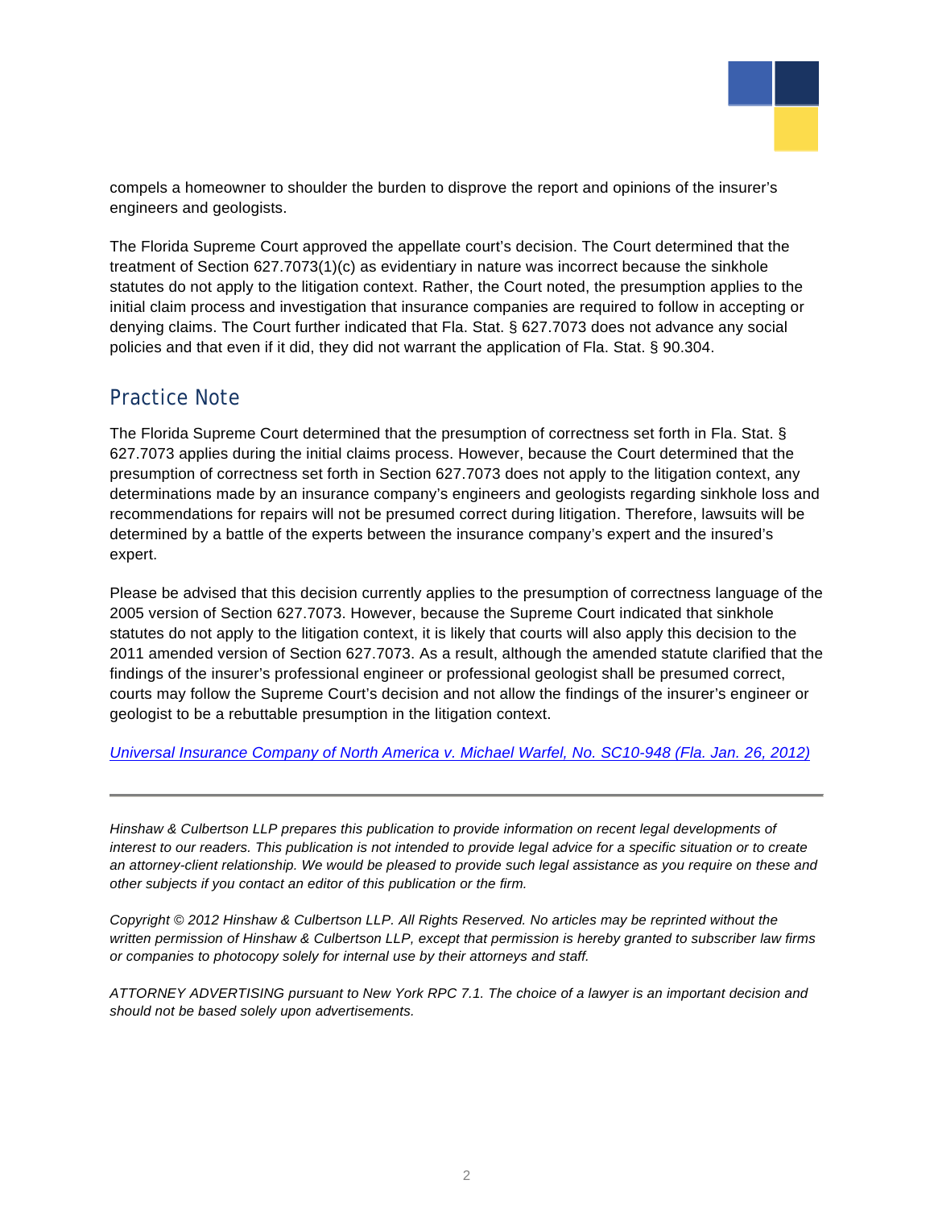compels a homeowner to shoulder the burden to disprove the report and opinions of the insurer's engineers and geologists.

The Florida Supreme Court approved the appellate court's decision. The Court determined that the treatment of Section 627.7073(1)(c) as evidentiary in nature was incorrect because the sinkhole statutes do not apply to the litigation context. Rather, the Court noted, the presumption applies to the initial claim process and investigation that insurance companies are required to follow in accepting or denying claims. The Court further indicated that Fla. Stat. § 627.7073 does not advance any social policies and that even if it did, they did not warrant the application of Fla. Stat. § 90.304.

## Practice Note

The Florida Supreme Court determined that the presumption of correctness set forth in Fla. Stat. § 627.7073 applies during the initial claims process. However, because the Court determined that the presumption of correctness set forth in Section 627.7073 does not apply to the litigation context, any determinations made by an insurance company's engineers and geologists regarding sinkhole loss and recommendations for repairs will not be presumed correct during litigation. Therefore, lawsuits will be determined by a battle of the experts between the insurance company's expert and the insured's expert.

Please be advised that this decision currently applies to the presumption of correctness language of the 2005 version of Section 627.7073. However, because the Supreme Court indicated that sinkhole statutes do not apply to the litigation context, it is likely that courts will also apply this decision to the 2011 amended version of Section 627.7073. As a result, although the amended statute clarified that the findings of the insurer's professional engineer or professional geologist shall be presumed correct, courts may follow the Supreme Court's decision and not allow the findings of the insurer's engineer or geologist to be a rebuttable presumption in the litigation context.

*Universal Insurance Company of North America v. Michael Warfel, No. SC10-948 (Fla. Jan. 26, 2012)*

---

*Hinshaw & Culbertson LLP prepares this publication to provide information on recent legal developments of interest to our readers. This publication is not intended to provide legal advice for a specific situation or to create an attorney-client relationship. We would be pleased to provide such legal assistance as you require on these and other subjects if you contact an editor of this publication or the firm.*

*Copyright © 2012 Hinshaw & Culbertson LLP. All Rights Reserved. No articles may be reprinted without the written permission of Hinshaw & Culbertson LLP, except that permission is hereby granted to subscriber law firms or companies to photocopy solely for internal use by their attorneys and staff.*

*ATTORNEY ADVERTISING pursuant to New York RPC 7.1. The choice of a lawyer is an important decision and should not be based solely upon advertisements.*